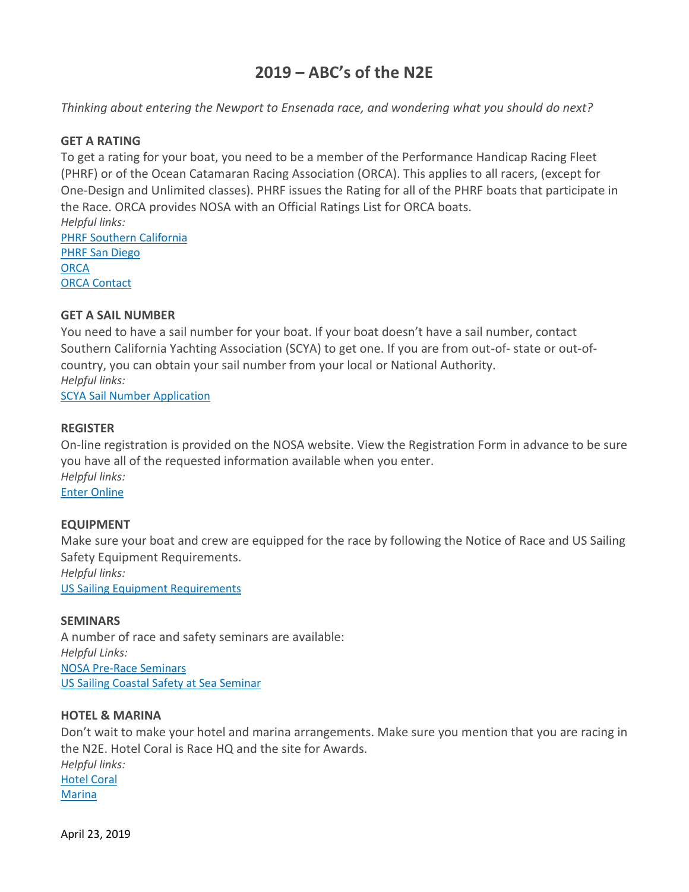# 2019 – ABC's of the N2E

*Thinking about entering the Newport to Ensenada race, and wondering what you should do next?*

**GET A RATING**

To get a rating for your boat, you need to be a member of the Performance Handicap Racing Fleet (PHRF) or of the Ocean Catamaran Racing Association (ORCA). This applies to all racers, (except for One-Design and Unlimited classes). PHRF issues the Rating for all of the PHRF boats that participate in the Race. ORCA provides NOSA with an Official Ratings List for ORCA boats.

*Helpful links:*

PHRF Southern California
PHRF San Diego
ORCA
ORCA Contact

**GET A SAIL NUMBER**

You need to have a sail number for your boat. If your boat doesn't have a sail number, contact Southern California Yachting Association (SCYA) to get one. If you are from out-of- state or out-of-country, you can obtain your sail number from your local or National Authority.

*Helpful links:*

SCYA Sail Number Application

**REGISTER**

On-line registration is provided on the NOSA website. View the Registration Form in advance to be sure you have all of the requested information available when you enter.

*Helpful links:*

Enter Online

**EQUIPMENT**

Make sure your boat and crew are equipped for the race by following the Notice of Race and US Sailing Safety Equipment Requirements.

*Helpful links:*

US Sailing Equipment Requirements

**SEMINARS**

A number of race and safety seminars are available:

*Helpful Links:*

NOSA Pre-Race Seminars
US Sailing Coastal Safety at Sea Seminar

**HOTEL & MARINA**

Don't wait to make your hotel and marina arrangements. Make sure you mention that you are racing in the N2E. Hotel Coral is Race HQ and the site for Awards.

*Helpful links:*

Hotel Coral
Marina

April 23, 2019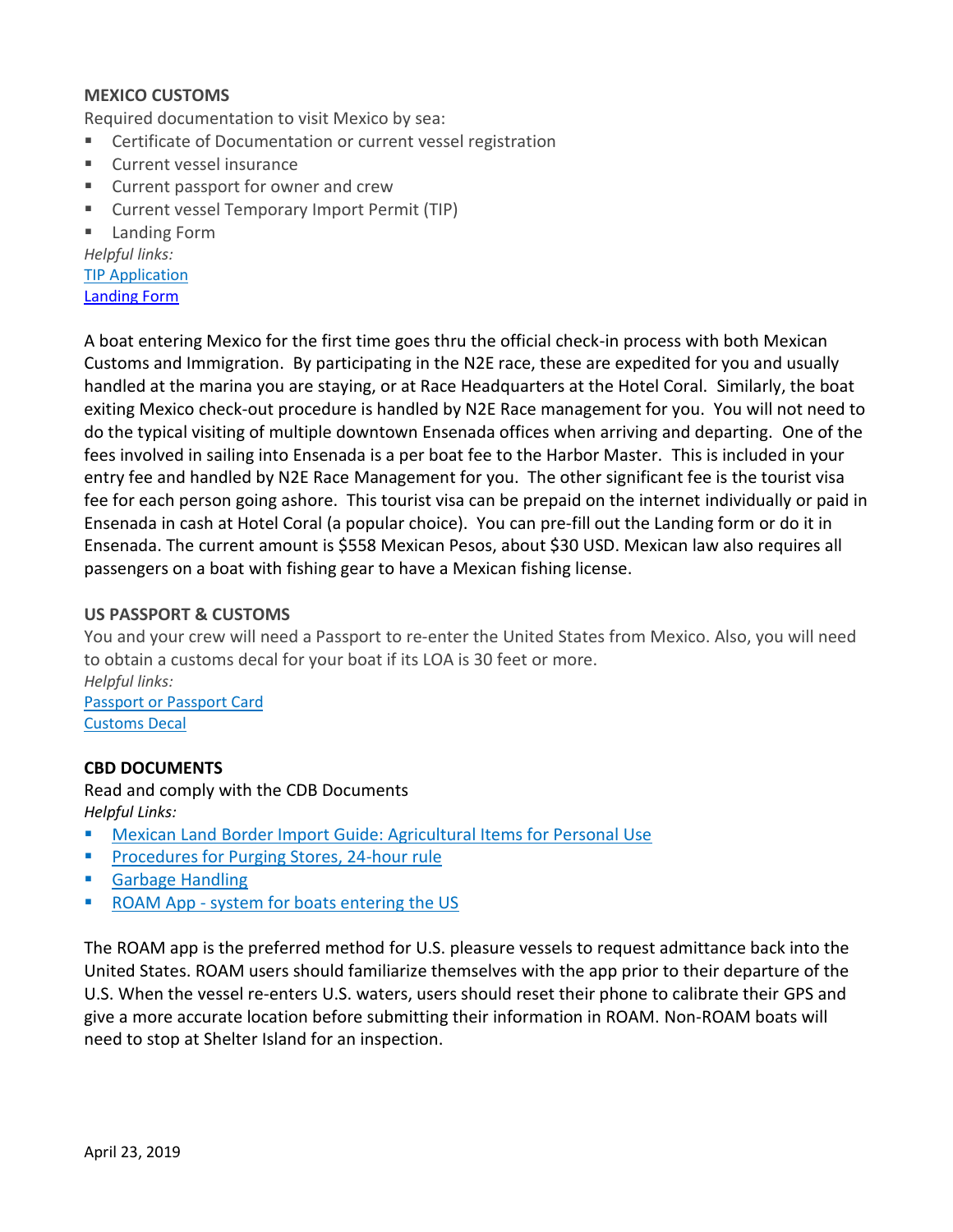## MEXICO CUSTOMS

Required documentation to visit Mexico by sea:

- Certificate of Documentation or current vessel registration
- Current vessel insurance
- Current passport for owner and crew
- Current vessel Temporary Import Permit (TIP)
- Landing Form

*Helpful links:*

TIP Application

Landing Form

A boat entering Mexico for the first time goes thru the official check-in process with both Mexican Customs and Immigration. By participating in the N2E race, these are expedited for you and usually handled at the marina you are staying, or at Race Headquarters at the Hotel Coral. Similarly, the boat exiting Mexico check-out procedure is handled by N2E Race management for you. You will not need to do the typical visiting of multiple downtown Ensenada offices when arriving and departing. One of the fees involved in sailing into Ensenada is a per boat fee to the Harbor Master. This is included in your entry fee and handled by N2E Race Management for you. The other significant fee is the tourist visa fee for each person going ashore. This tourist visa can be prepaid on the internet individually or paid in Ensenada in cash at Hotel Coral (a popular choice). You can pre-fill out the Landing form or do it in Ensenada. The current amount is $558 Mexican Pesos, about $30 USD. Mexican law also requires all passengers on a boat with fishing gear to have a Mexican fishing license.

## US PASSPORT & CUSTOMS

You and your crew will need a Passport to re-enter the United States from Mexico. Also, you will need to obtain a customs decal for your boat if its LOA is 30 feet or more.

*Helpful links:*

Passport or Passport Card

Customs Decal

## CBD DOCUMENTS

Read and comply with the CDB Documents

*Helpful Links:*

- Mexican Land Border Import Guide: Agricultural Items for Personal Use
- Procedures for Purging Stores, 24-hour rule
- Garbage Handling
- ROAM App - system for boats entering the US

The ROAM app is the preferred method for U.S. pleasure vessels to request admittance back into the United States. ROAM users should familiarize themselves with the app prior to their departure of the U.S. When the vessel re-enters U.S. waters, users should reset their phone to calibrate their GPS and give a more accurate location before submitting their information in ROAM. Non-ROAM boats will need to stop at Shelter Island for an inspection.

April 23, 2019